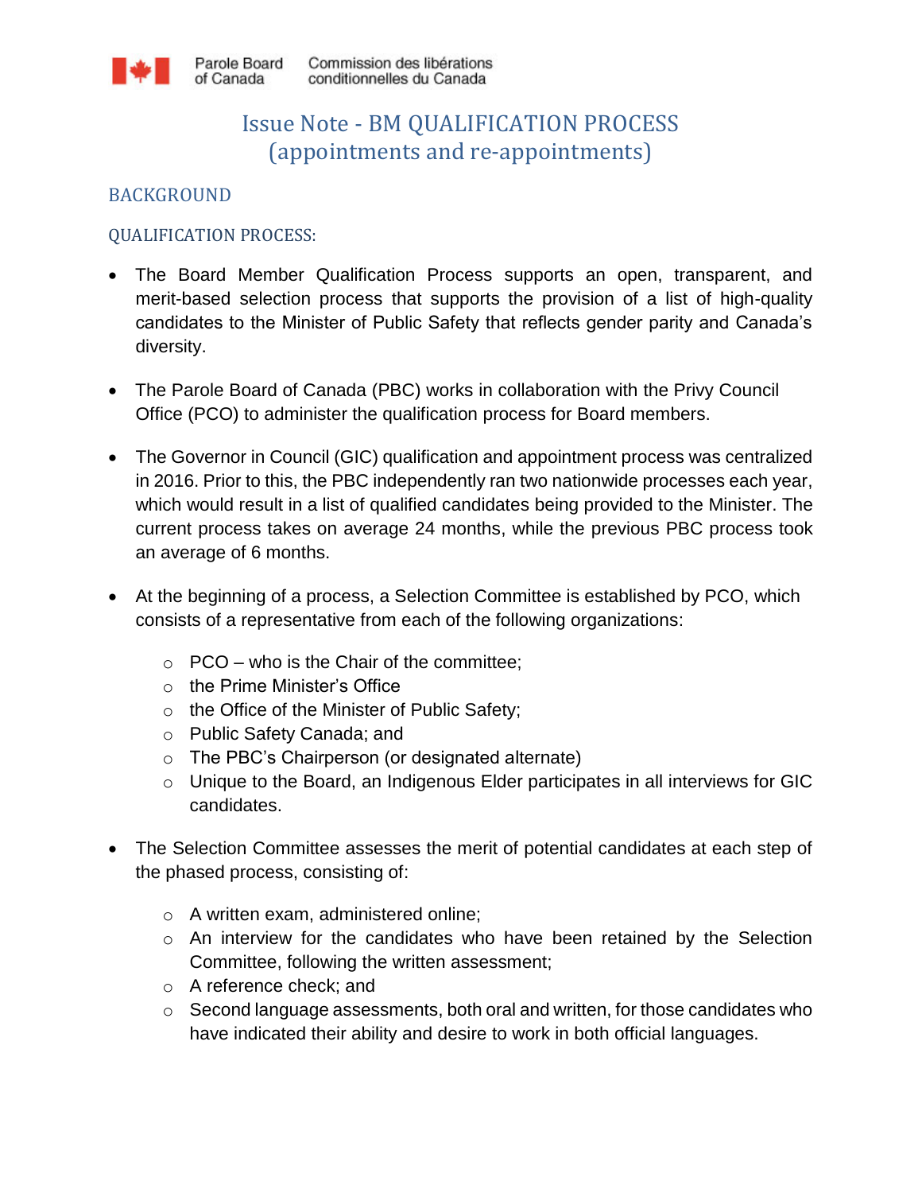Parole Board of Canada | Commission des libérations conditionnelles du Canada

# Issue Note - BM QUALIFICATION PROCESS (appointments and re-appointments)

## BACKGROUND

### QUALIFICATION PROCESS:

- The Board Member Qualification Process supports an open, transparent, and merit-based selection process that supports the provision of a list of high-quality candidates to the Minister of Public Safety that reflects gender parity and Canada's diversity.

- The Parole Board of Canada (PBC) works in collaboration with the Privy Council Office (PCO) to administer the qualification process for Board members.

- The Governor in Council (GIC) qualification and appointment process was centralized in 2016. Prior to this, the PBC independently ran two nationwide processes each year, which would result in a list of qualified candidates being provided to the Minister. The current process takes on average 24 months, while the previous PBC process took an average of 6 months.

- At the beginning of a process, a Selection Committee is established by PCO, which consists of a representative from each of the following organizations:
  - PCO – who is the Chair of the committee;
  - the Prime Minister's Office
  - the Office of the Minister of Public Safety;
  - Public Safety Canada; and
  - The PBC's Chairperson (or designated alternate)
  - Unique to the Board, an Indigenous Elder participates in all interviews for GIC candidates.

- The Selection Committee assesses the merit of potential candidates at each step of the phased process, consisting of:
  - A written exam, administered online;
  - An interview for the candidates who have been retained by the Selection Committee, following the written assessment;
  - A reference check; and
  - Second language assessments, both oral and written, for those candidates who have indicated their ability and desire to work in both official languages.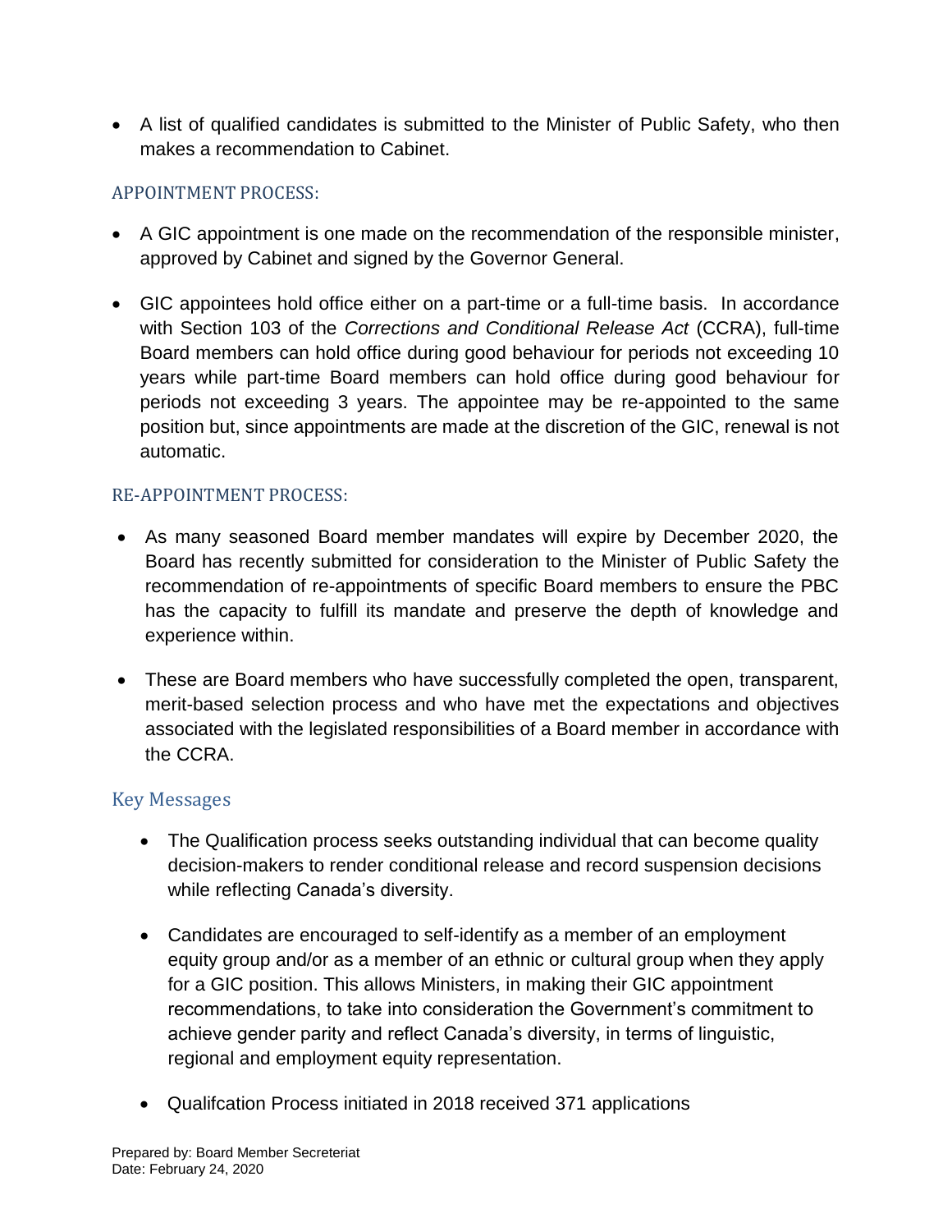- A list of qualified candidates is submitted to the Minister of Public Safety, who then makes a recommendation to Cabinet.

### APPOINTMENT PROCESS:

- A GIC appointment is one made on the recommendation of the responsible minister, approved by Cabinet and signed by the Governor General.
- GIC appointees hold office either on a part-time or a full-time basis. In accordance with Section 103 of the *Corrections and Conditional Release Act* (CCRA), full-time Board members can hold office during good behaviour for periods not exceeding 10 years while part-time Board members can hold office during good behaviour for periods not exceeding 3 years. The appointee may be re-appointed to the same position but, since appointments are made at the discretion of the GIC, renewal is not automatic.

### RE-APPOINTMENT PROCESS:

- As many seasoned Board member mandates will expire by December 2020, the Board has recently submitted for consideration to the Minister of Public Safety the recommendation of re-appointments of specific Board members to ensure the PBC has the capacity to fulfill its mandate and preserve the depth of knowledge and experience within.
- These are Board members who have successfully completed the open, transparent, merit-based selection process and who have met the expectations and objectives associated with the legislated responsibilities of a Board member in accordance with the CCRA.

## Key Messages

- The Qualification process seeks outstanding individual that can become quality decision-makers to render conditional release and record suspension decisions while reflecting Canada's diversity.
- Candidates are encouraged to self-identify as a member of an employment equity group and/or as a member of an ethnic or cultural group when they apply for a GIC position. This allows Ministers, in making their GIC appointment recommendations, to take into consideration the Government's commitment to achieve gender parity and reflect Canada's diversity, in terms of linguistic, regional and employment equity representation.
- Qualifcation Process initiated in 2018 received 371 applications

Prepared by: Board Member Secreteriat
Date: February 24, 2020